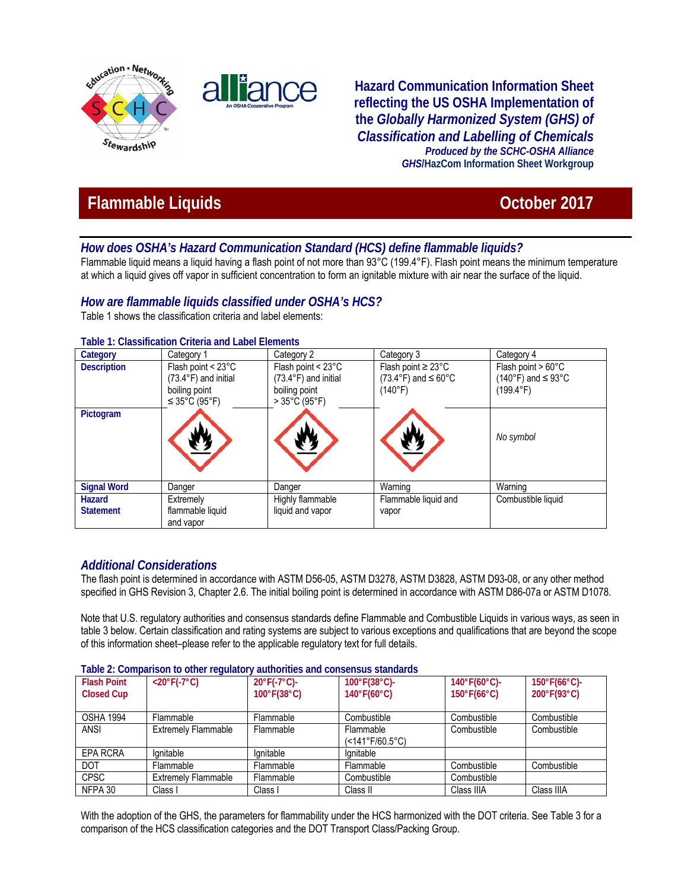**Hazard Communication Information Sheet reflecting the US OSHA Implementation of the *Globally Harmonized System (GHS) of Classification and Labelling of Chemicals***

***Produced by the SCHC-OSHA Alliance***
***GHS*/HazCom Information Sheet Workgroup**

# Flammable Liquids — October 2017

## *How does OSHA's Hazard Communication Standard (HCS) define flammable liquids?*

Flammable liquid means a liquid having a flash point of not more than 93°C (199.4°F). Flash point means the minimum temperature at which a liquid gives off vapor in sufficient concentration to form an ignitable mixture with air near the surface of the liquid.

## *How are flammable liquids classified under OSHA's HCS?*

Table 1 shows the classification criteria and label elements:

**Table 1: Classification Criteria and Label Elements**

| **Category** | Category 1 | Category 2 | Category 3 | Category 4 |
|---|---|---|---|---|
| **Description** | Flash point < 23°C (73.4°F) and initial boiling point ≤ 35°C (95°F) | Flash point < 23°C (73.4°F) and initial boiling point > 35°C (95°F) | Flash point ≥ 23°C (73.4°F) and ≤ 60°C (140°F) | Flash point > 60°C (140°F) and ≤ 93°C (199.4°F) |
| **Pictogram** | | | | *No symbol* |
| **Signal Word** | Danger | Danger | Warning | Warning |
| **Hazard Statement** | Extremely flammable liquid and vapor | Highly flammable liquid and vapor | Flammable liquid and vapor | Combustible liquid |

## *Additional Considerations*

The flash point is determined in accordance with ASTM D56-05, ASTM D3278, ASTM D3828, ASTM D93-08, or any other method specified in GHS Revision 3, Chapter 2.6. The initial boiling point is determined in accordance with ASTM D86-07a or ASTM D1078.

Note that U.S. regulatory authorities and consensus standards define Flammable and Combustible Liquids in various ways, as seen in table 3 below. Certain classification and rating systems are subject to various exceptions and qualifications that are beyond the scope of this information sheet–please refer to the applicable regulatory text for full details.

**Table 2: Comparison to other regulatory authorities and consensus standards**

| **Flash Point Closed Cup** | **<20°F(-7°C)** | **20°F(-7°C)-100°F(38°C)** | **100°F(38°C)-140°F(60°C)** | **140°F(60°C)-150°F(66°C)** | **150°F(66°C)-200°F(93°C)** |
|---|---|---|---|---|---|
| OSHA 1994 | Flammable | Flammable | Combustible | Combustible | Combustible |
| ANSI | Extremely Flammable | Flammable | Flammable (<141°F/60.5°C) | Combustible | Combustible |
| EPA RCRA | Ignitable | Ignitable | Ignitable | | |
| DOT | Flammable | Flammable | Flammable | Combustible | Combustible |
| CPSC | Extremely Flammable | Flammable | Combustible | Combustible | |
| NFPA 30 | Class I | Class I | Class II | Class IIIA | Class IIIA |

With the adoption of the GHS, the parameters for flammability under the HCS harmonized with the DOT criteria. See Table 3 for a comparison of the HCS classification categories and the DOT Transport Class/Packing Group.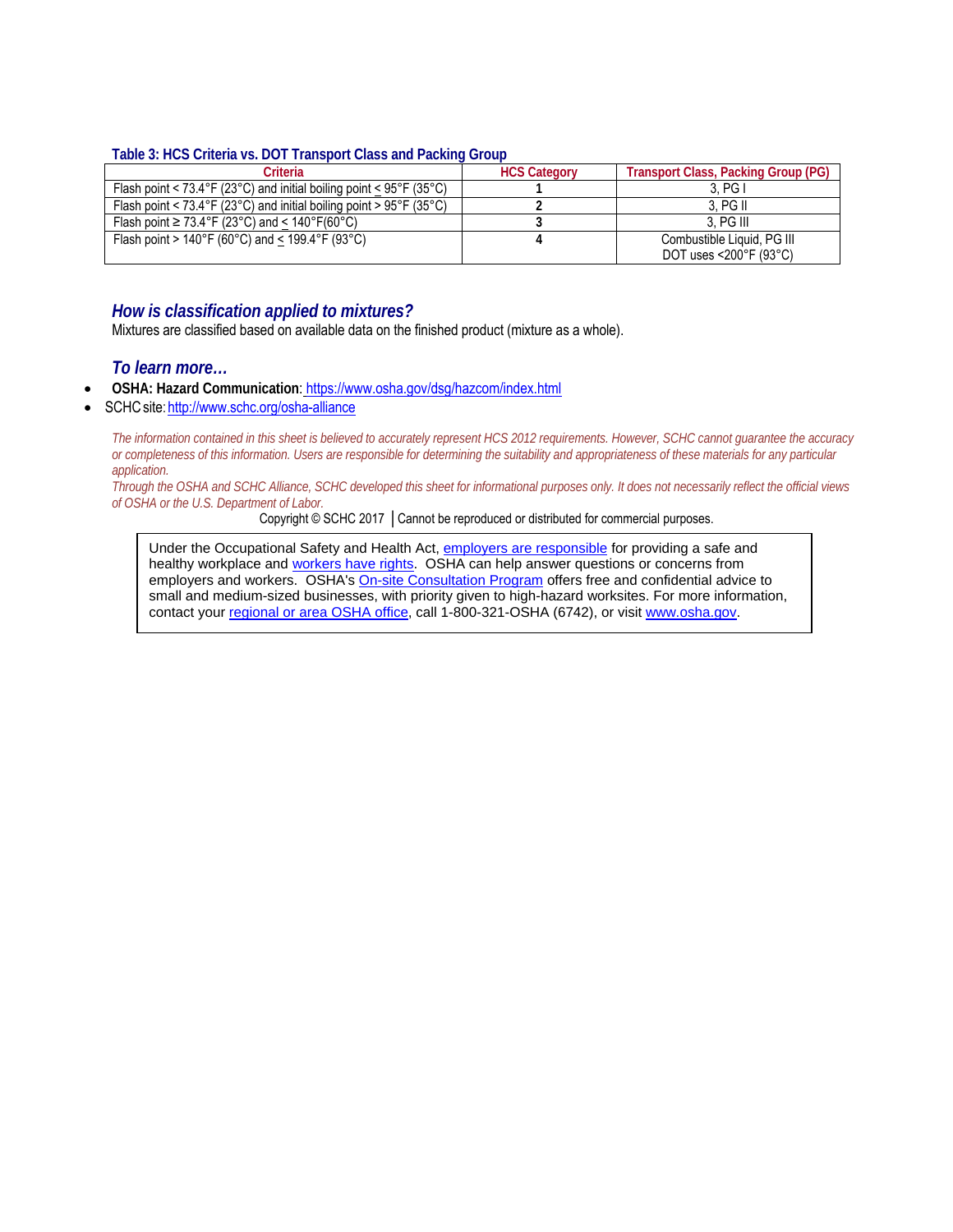**Table 3: HCS Criteria vs. DOT Transport Class and Packing Group**

| Criteria | HCS Category | Transport Class, Packing Group (PG) |
|---|---|---|
| Flash point < 73.4°F (23°C) and initial boiling point ≤ 95°F (35°C) | **1** | 3, PG I |
| Flash point < 73.4°F (23°C) and initial boiling point > 95°F (35°C) | **2** | 3, PG II |
| Flash point ≥ 73.4°F (23°C) and ≤ 140°F(60°C) | **3** | 3, PG III |
| Flash point > 140°F (60°C) and ≤ 199.4°F (93°C) | **4** | Combustible Liquid, PG III<br>DOT uses <200°F (93°C) |

## *How is classification applied to mixtures?*

Mixtures are classified based on available data on the finished product (mixture as a whole).

## *To learn more…*

- **OSHA: Hazard Communication**: https://www.osha.gov/dsg/hazcom/index.html
- SCHC site: http://www.schc.org/osha-alliance

*The information contained in this sheet is believed to accurately represent HCS 2012 requirements. However, SCHC cannot guarantee the accuracy or completeness of this information. Users are responsible for determining the suitability and appropriateness of these materials for any particular application.*

*Through the OSHA and SCHC Alliance, SCHC developed this sheet for informational purposes only. It does not necessarily reflect the official views of OSHA or the U.S. Department of Labor.*

Copyright © SCHC 2017 | Cannot be reproduced or distributed for commercial purposes.

Under the Occupational Safety and Health Act, employers are responsible for providing a safe and healthy workplace and workers have rights. OSHA can help answer questions or concerns from employers and workers. OSHA's On-site Consultation Program offers free and confidential advice to small and medium-sized businesses, with priority given to high-hazard worksites. For more information, contact your regional or area OSHA office, call 1-800-321-OSHA (6742), or visit www.osha.gov.